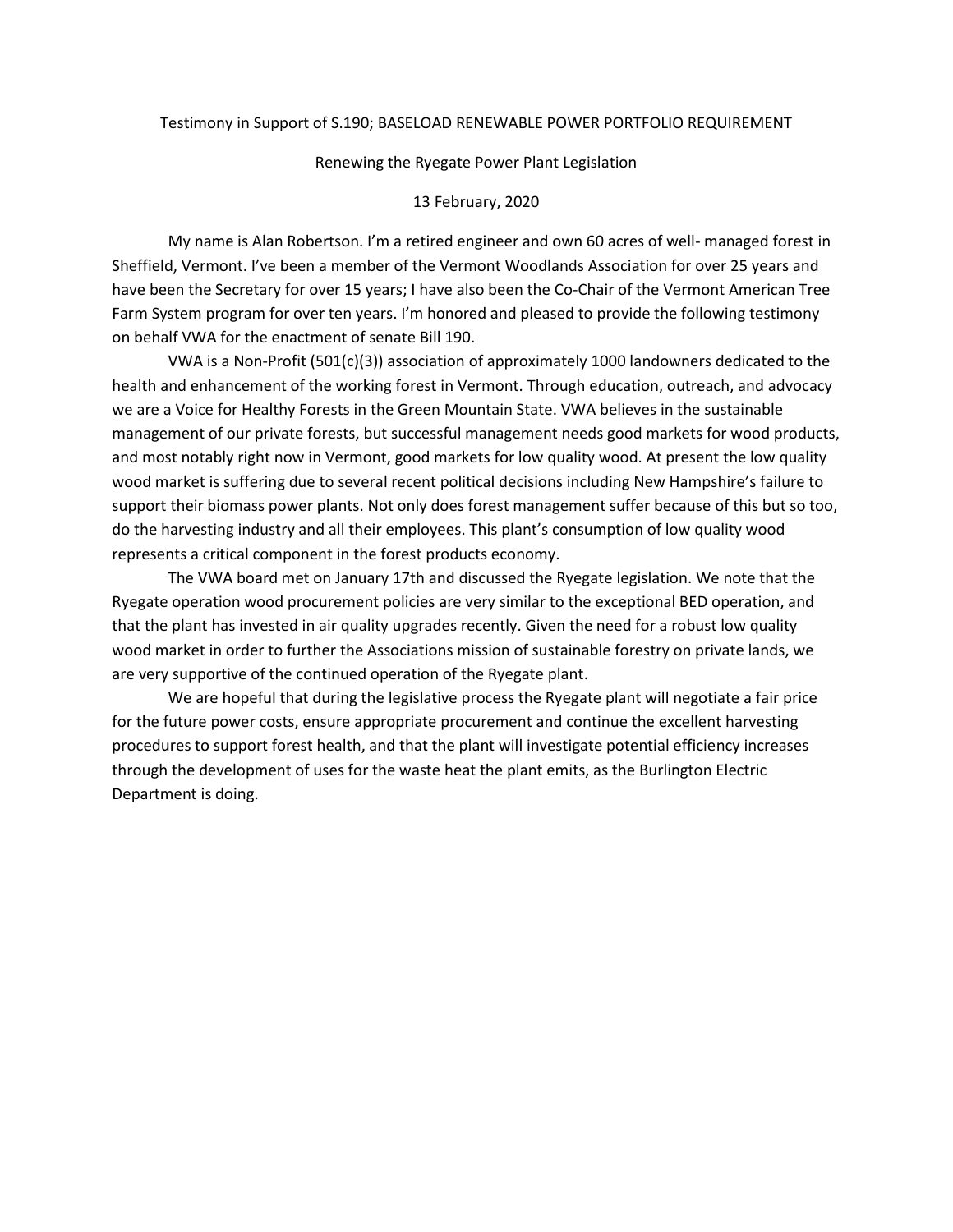Testimony in Support of S.190; BASELOAD RENEWABLE POWER PORTFOLIO REQUIREMENT

Renewing the Ryegate Power Plant Legislation

13 February, 2020

My name is Alan Robertson. I'm a retired engineer and own 60 acres of well- managed forest in Sheffield, Vermont. I've been a member of the Vermont Woodlands Association for over 25 years and have been the Secretary for over 15 years; I have also been the Co-Chair of the Vermont American Tree Farm System program for over ten years. I'm honored and pleased to provide the following testimony on behalf VWA for the enactment of senate Bill 190.

VWA is a Non-Profit (501(c)(3)) association of approximately 1000 landowners dedicated to the health and enhancement of the working forest in Vermont. Through education, outreach, and advocacy we are a Voice for Healthy Forests in the Green Mountain State. VWA believes in the sustainable management of our private forests, but successful management needs good markets for wood products, and most notably right now in Vermont, good markets for low quality wood. At present the low quality wood market is suffering due to several recent political decisions including New Hampshire's failure to support their biomass power plants. Not only does forest management suffer because of this but so too, do the harvesting industry and all their employees. This plant's consumption of low quality wood represents a critical component in the forest products economy.

The VWA board met on January 17th and discussed the Ryegate legislation. We note that the Ryegate operation wood procurement policies are very similar to the exceptional BED operation, and that the plant has invested in air quality upgrades recently. Given the need for a robust low quality wood market in order to further the Associations mission of sustainable forestry on private lands, we are very supportive of the continued operation of the Ryegate plant.

We are hopeful that during the legislative process the Ryegate plant will negotiate a fair price for the future power costs, ensure appropriate procurement and continue the excellent harvesting procedures to support forest health, and that the plant will investigate potential efficiency increases through the development of uses for the waste heat the plant emits, as the Burlington Electric Department is doing.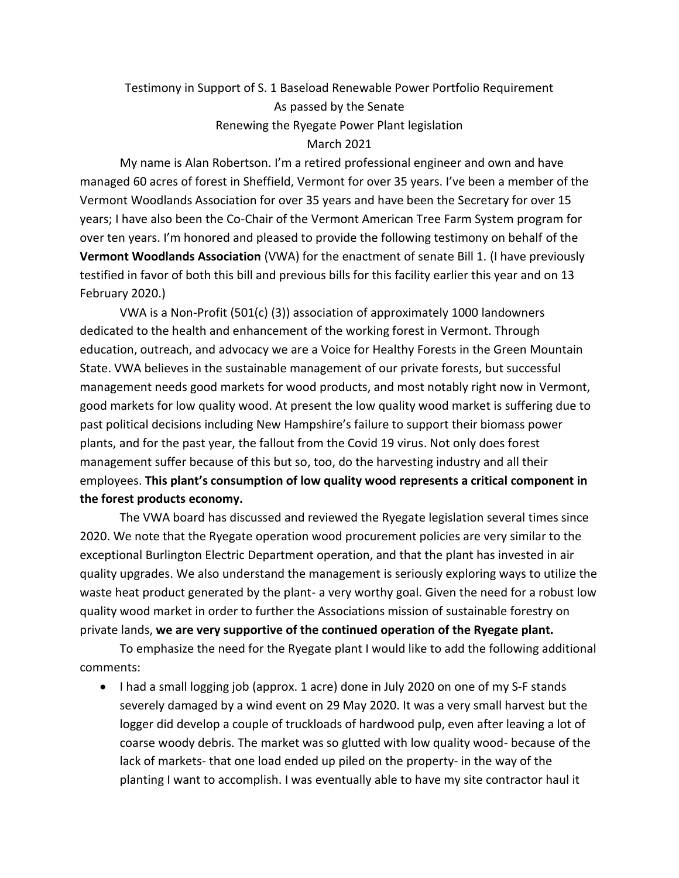Testimony in Support of S. 1 Baseload Renewable Power Portfolio Requirement
As passed by the Senate
Renewing the Ryegate Power Plant legislation
March 2021

My name is Alan Robertson. I'm a retired professional engineer and own and have managed 60 acres of forest in Sheffield, Vermont for over 35 years. I've been a member of the Vermont Woodlands Association for over 35 years and have been the Secretary for over 15 years; I have also been the Co-Chair of the Vermont American Tree Farm System program for over ten years. I'm honored and pleased to provide the following testimony on behalf of the **Vermont Woodlands Association** (VWA) for the enactment of senate Bill 1. (I have previously testified in favor of both this bill and previous bills for this facility earlier this year and on 13 February 2020.)

VWA is a Non-Profit (501(c) (3)) association of approximately 1000 landowners dedicated to the health and enhancement of the working forest in Vermont. Through education, outreach, and advocacy we are a Voice for Healthy Forests in the Green Mountain State. VWA believes in the sustainable management of our private forests, but successful management needs good markets for wood products, and most notably right now in Vermont, good markets for low quality wood. At present the low quality wood market is suffering due to past political decisions including New Hampshire's failure to support their biomass power plants, and for the past year, the fallout from the Covid 19 virus. Not only does forest management suffer because of this but so, too, do the harvesting industry and all their employees. **This plant's consumption of low quality wood represents a critical component in the forest products economy.**

The VWA board has discussed and reviewed the Ryegate legislation several times since 2020. We note that the Ryegate operation wood procurement policies are very similar to the exceptional Burlington Electric Department operation, and that the plant has invested in air quality upgrades. We also understand the management is seriously exploring ways to utilize the waste heat product generated by the plant- a very worthy goal. Given the need for a robust low quality wood market in order to further the Associations mission of sustainable forestry on private lands, **we are very supportive of the continued operation of the Ryegate plant.**

To emphasize the need for the Ryegate plant I would like to add the following additional comments:

- I had a small logging job (approx. 1 acre) done in July 2020 on one of my S-F stands severely damaged by a wind event on 29 May 2020. It was a very small harvest but the logger did develop a couple of truckloads of hardwood pulp, even after leaving a lot of coarse woody debris. The market was so glutted with low quality wood- because of the lack of markets- that one load ended up piled on the property- in the way of the planting I want to accomplish. I was eventually able to have my site contractor haul it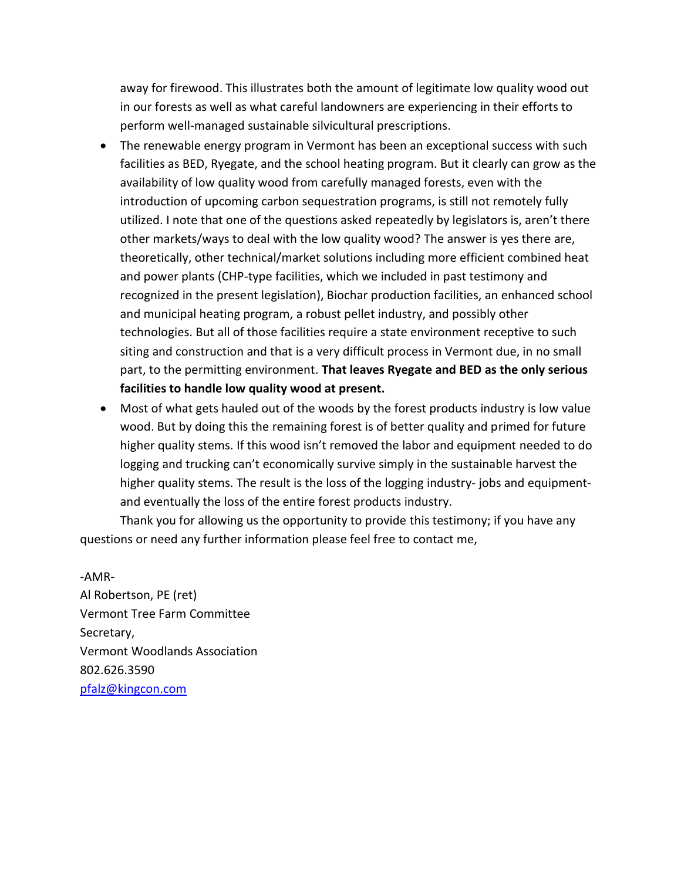away for firewood. This illustrates both the amount of legitimate low quality wood out in our forests as well as what careful landowners are experiencing in their efforts to perform well-managed sustainable silvicultural prescriptions.

- The renewable energy program in Vermont has been an exceptional success with such facilities as BED, Ryegate, and the school heating program. But it clearly can grow as the availability of low quality wood from carefully managed forests, even with the introduction of upcoming carbon sequestration programs, is still not remotely fully utilized. I note that one of the questions asked repeatedly by legislators is, aren't there other markets/ways to deal with the low quality wood? The answer is yes there are, theoretically, other technical/market solutions including more efficient combined heat and power plants (CHP-type facilities, which we included in past testimony and recognized in the present legislation), Biochar production facilities, an enhanced school and municipal heating program, a robust pellet industry, and possibly other technologies. But all of those facilities require a state environment receptive to such siting and construction and that is a very difficult process in Vermont due, in no small part, to the permitting environment. **That leaves Ryegate and BED as the only serious facilities to handle low quality wood at present.**
- Most of what gets hauled out of the woods by the forest products industry is low value wood. But by doing this the remaining forest is of better quality and primed for future higher quality stems. If this wood isn't removed the labor and equipment needed to do logging and trucking can't economically survive simply in the sustainable harvest the higher quality stems. The result is the loss of the logging industry- jobs and equipment- and eventually the loss of the entire forest products industry.

Thank you for allowing us the opportunity to provide this testimony; if you have any questions or need any further information please feel free to contact me,

-AMR-
Al Robertson, PE (ret)
Vermont Tree Farm Committee
Secretary,
Vermont Woodlands Association
802.626.3590
pfalz@kingcon.com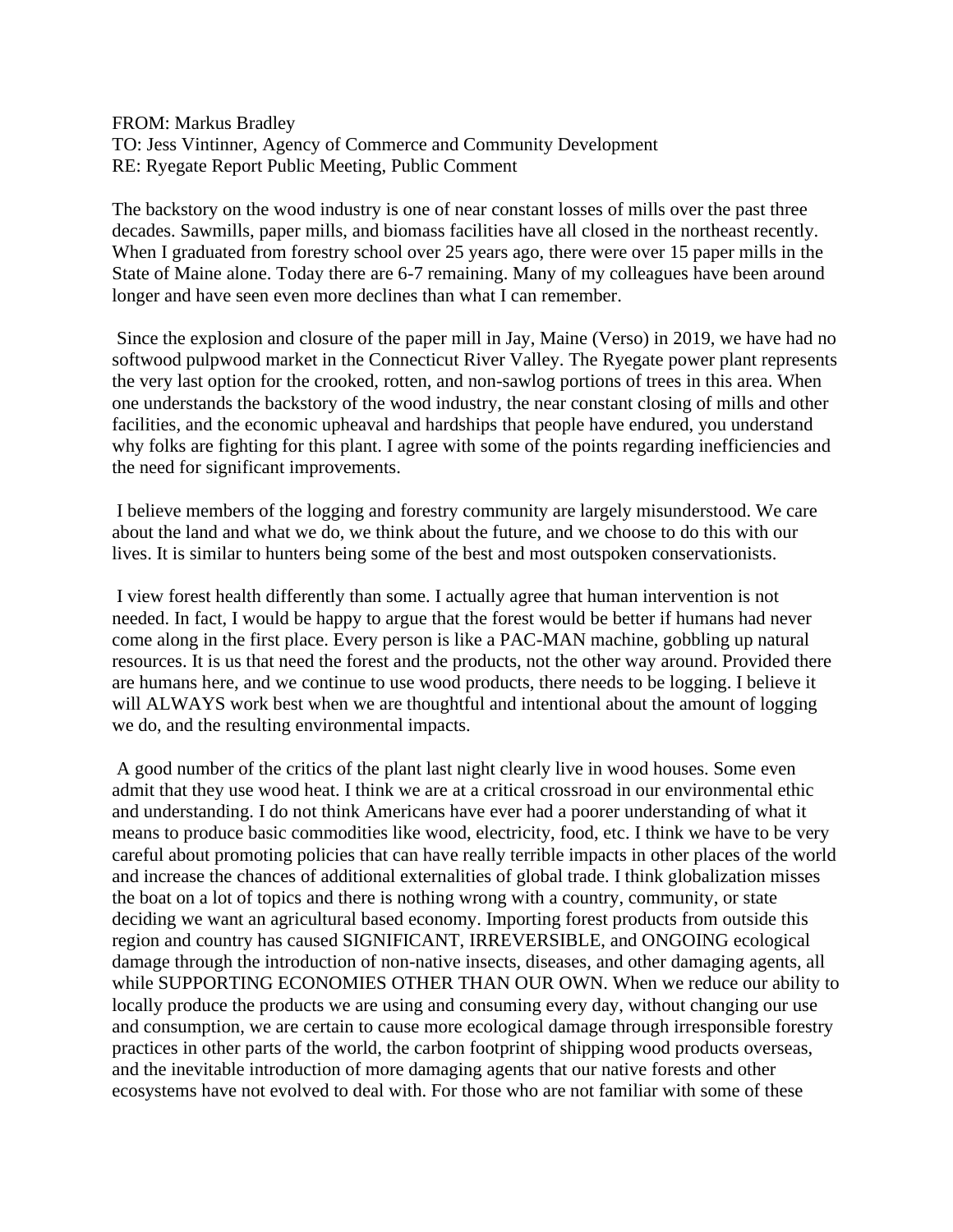FROM: Markus Bradley  
TO: Jess Vintinner, Agency of Commerce and Community Development  
RE: Ryegate Report Public Meeting, Public Comment

The backstory on the wood industry is one of near constant losses of mills over the past three decades. Sawmills, paper mills, and biomass facilities have all closed in the northeast recently. When I graduated from forestry school over 25 years ago, there were over 15 paper mills in the State of Maine alone. Today there are 6-7 remaining. Many of my colleagues have been around longer and have seen even more declines than what I can remember.

Since the explosion and closure of the paper mill in Jay, Maine (Verso) in 2019, we have had no softwood pulpwood market in the Connecticut River Valley. The Ryegate power plant represents the very last option for the crooked, rotten, and non-sawlog portions of trees in this area. When one understands the backstory of the wood industry, the near constant closing of mills and other facilities, and the economic upheaval and hardships that people have endured, you understand why folks are fighting for this plant. I agree with some of the points regarding inefficiencies and the need for significant improvements.

I believe members of the logging and forestry community are largely misunderstood. We care about the land and what we do, we think about the future, and we choose to do this with our lives. It is similar to hunters being some of the best and most outspoken conservationists.

I view forest health differently than some. I actually agree that human intervention is not needed. In fact, I would be happy to argue that the forest would be better if humans had never come along in the first place. Every person is like a PAC-MAN machine, gobbling up natural resources. It is us that need the forest and the products, not the other way around. Provided there are humans here, and we continue to use wood products, there needs to be logging. I believe it will ALWAYS work best when we are thoughtful and intentional about the amount of logging we do, and the resulting environmental impacts.

A good number of the critics of the plant last night clearly live in wood houses. Some even admit that they use wood heat. I think we are at a critical crossroad in our environmental ethic and understanding. I do not think Americans have ever had a poorer understanding of what it means to produce basic commodities like wood, electricity, food, etc. I think we have to be very careful about promoting policies that can have really terrible impacts in other places of the world and increase the chances of additional externalities of global trade. I think globalization misses the boat on a lot of topics and there is nothing wrong with a country, community, or state deciding we want an agricultural based economy. Importing forest products from outside this region and country has caused SIGNIFICANT, IRREVERSIBLE, and ONGOING ecological damage through the introduction of non-native insects, diseases, and other damaging agents, all while SUPPORTING ECONOMIES OTHER THAN OUR OWN. When we reduce our ability to locally produce the products we are using and consuming every day, without changing our use and consumption, we are certain to cause more ecological damage through irresponsible forestry practices in other parts of the world, the carbon footprint of shipping wood products overseas, and the inevitable introduction of more damaging agents that our native forests and other ecosystems have not evolved to deal with. For those who are not familiar with some of these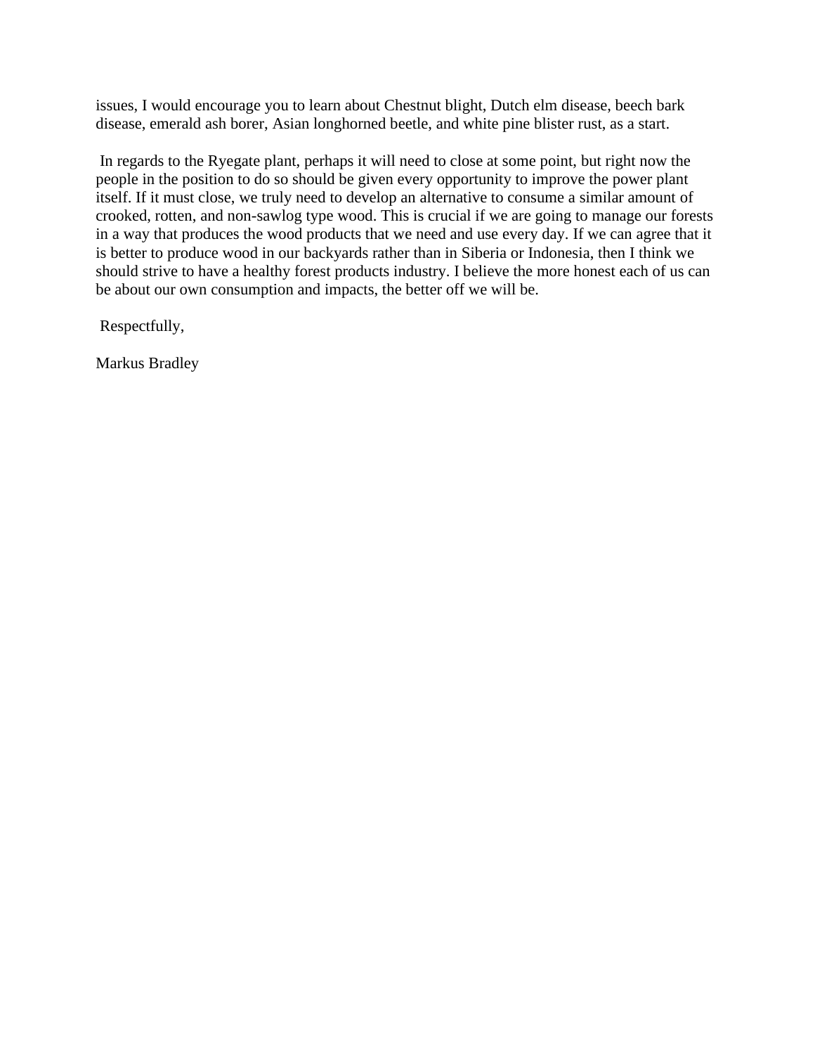issues, I would encourage you to learn about Chestnut blight, Dutch elm disease, beech bark disease, emerald ash borer, Asian longhorned beetle, and white pine blister rust, as a start.

In regards to the Ryegate plant, perhaps it will need to close at some point, but right now the people in the position to do so should be given every opportunity to improve the power plant itself. If it must close, we truly need to develop an alternative to consume a similar amount of crooked, rotten, and non-sawlog type wood. This is crucial if we are going to manage our forests in a way that produces the wood products that we need and use every day. If we can agree that it is better to produce wood in our backyards rather than in Siberia or Indonesia, then I think we should strive to have a healthy forest products industry. I believe the more honest each of us can be about our own consumption and impacts, the better off we will be.

Respectfully,

Markus Bradley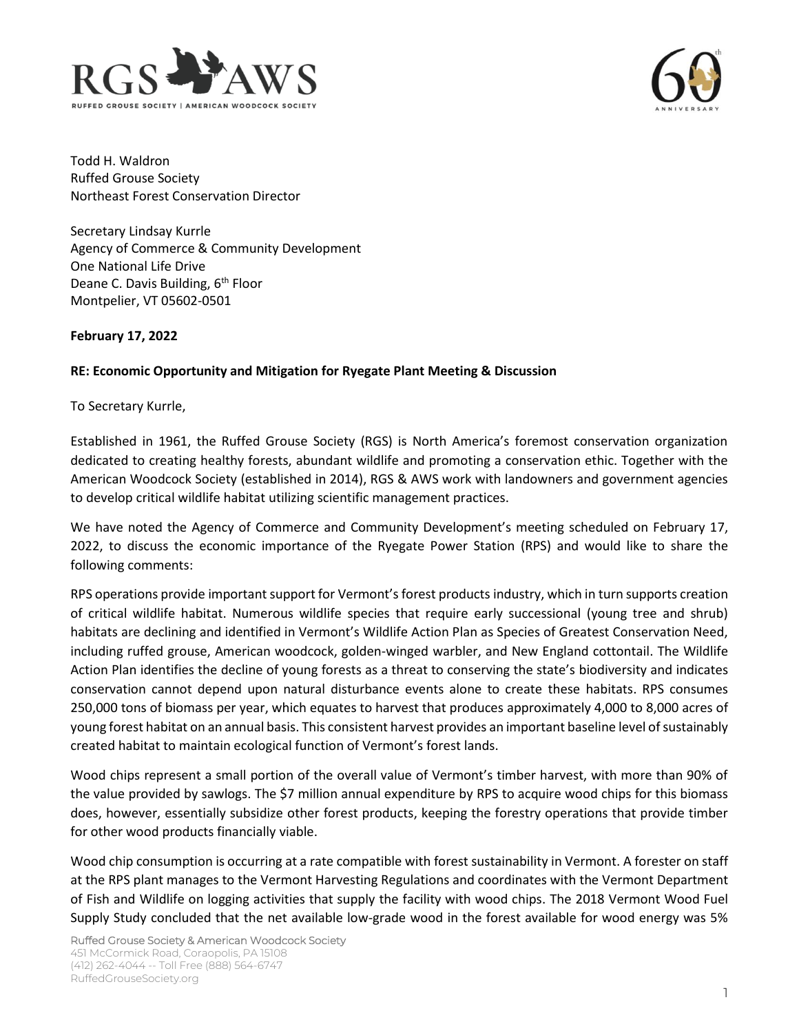Todd H. Waldron
Ruffed Grouse Society
Northeast Forest Conservation Director

Secretary Lindsay Kurrle
Agency of Commerce & Community Development
One National Life Drive
Deane C. Davis Building, 6th Floor
Montpelier, VT 05602-0501

**February 17, 2022**

**RE: Economic Opportunity and Mitigation for Ryegate Plant Meeting & Discussion**

To Secretary Kurrle,

Established in 1961, the Ruffed Grouse Society (RGS) is North America's foremost conservation organization dedicated to creating healthy forests, abundant wildlife and promoting a conservation ethic. Together with the American Woodcock Society (established in 2014), RGS & AWS work with landowners and government agencies to develop critical wildlife habitat utilizing scientific management practices.

We have noted the Agency of Commerce and Community Development's meeting scheduled on February 17, 2022, to discuss the economic importance of the Ryegate Power Station (RPS) and would like to share the following comments:

RPS operations provide important support for Vermont's forest products industry, which in turn supports creation of critical wildlife habitat. Numerous wildlife species that require early successional (young tree and shrub) habitats are declining and identified in Vermont's Wildlife Action Plan as Species of Greatest Conservation Need, including ruffed grouse, American woodcock, golden-winged warbler, and New England cottontail. The Wildlife Action Plan identifies the decline of young forests as a threat to conserving the state's biodiversity and indicates conservation cannot depend upon natural disturbance events alone to create these habitats. RPS consumes 250,000 tons of biomass per year, which equates to harvest that produces approximately 4,000 to 8,000 acres of young forest habitat on an annual basis. This consistent harvest provides an important baseline level of sustainably created habitat to maintain ecological function of Vermont's forest lands.

Wood chips represent a small portion of the overall value of Vermont's timber harvest, with more than 90% of the value provided by sawlogs. The $7 million annual expenditure by RPS to acquire wood chips for this biomass does, however, essentially subsidize other forest products, keeping the forestry operations that provide timber for other wood products financially viable.

Wood chip consumption is occurring at a rate compatible with forest sustainability in Vermont. A forester on staff at the RPS plant manages to the Vermont Harvesting Regulations and coordinates with the Vermont Department of Fish and Wildlife on logging activities that supply the facility with wood chips. The 2018 Vermont Wood Fuel Supply Study concluded that the net available low-grade wood in the forest available for wood energy was 5%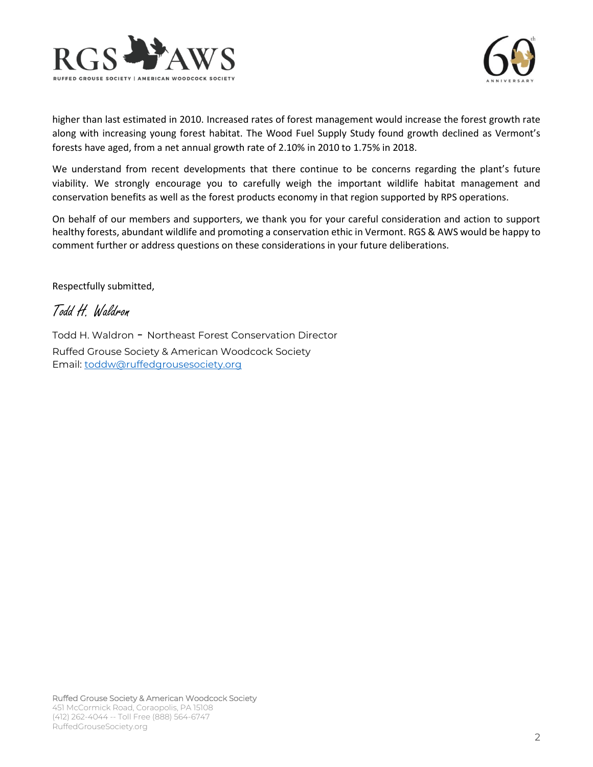higher than last estimated in 2010. Increased rates of forest management would increase the forest growth rate along with increasing young forest habitat. The Wood Fuel Supply Study found growth declined as Vermont's forests have aged, from a net annual growth rate of 2.10% in 2010 to 1.75% in 2018.

We understand from recent developments that there continue to be concerns regarding the plant's future viability. We strongly encourage you to carefully weigh the important wildlife habitat management and conservation benefits as well as the forest products economy in that region supported by RPS operations.

On behalf of our members and supporters, we thank you for your careful consideration and action to support healthy forests, abundant wildlife and promoting a conservation ethic in Vermont. RGS & AWS would be happy to comment further or address questions on these considerations in your future deliberations.

Respectfully submitted,

*Todd H. Waldron*

Todd H. Waldron - Northeast Forest Conservation Director
Ruffed Grouse Society & American Woodcock Society
Email: toddw@ruffedgrousesociety.org

Ruffed Grouse Society & American Woodcock Society
451 McCormick Road, Coraopolis, PA 15108
(412) 262-4044 -- Toll Free (888) 564-6747
RuffedGrouseSociety.org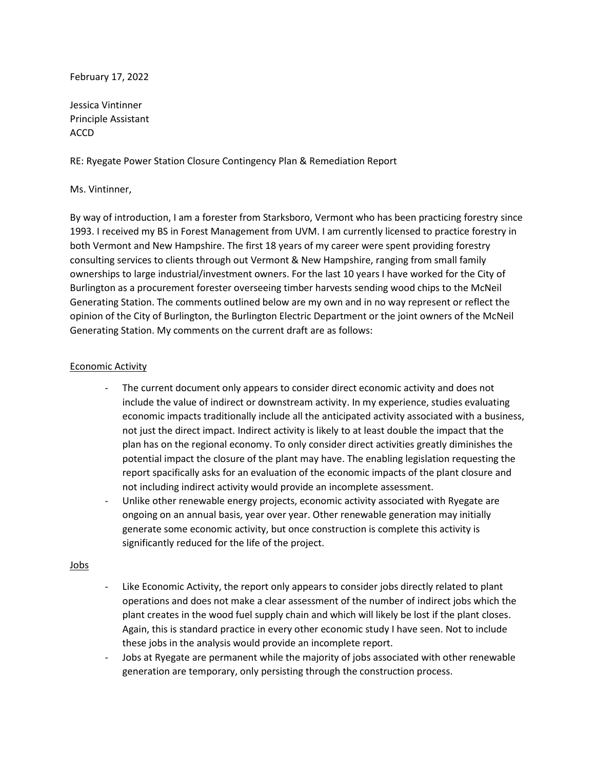February 17, 2022

Jessica Vintinner  
Principle Assistant  
ACCD

RE: Ryegate Power Station Closure Contingency Plan & Remediation Report

Ms. Vintinner,

By way of introduction, I am a forester from Starksboro, Vermont who has been practicing forestry since 1993. I received my BS in Forest Management from UVM. I am currently licensed to practice forestry in both Vermont and New Hampshire. The first 18 years of my career were spent providing forestry consulting services to clients through out Vermont & New Hampshire, ranging from small family ownerships to large industrial/investment owners. For the last 10 years I have worked for the City of Burlington as a procurement forester overseeing timber harvests sending wood chips to the McNeil Generating Station. The comments outlined below are my own and in no way represent or reflect the opinion of the City of Burlington, the Burlington Electric Department or the joint owners of the McNeil Generating Station. My comments on the current draft are as follows:

<u>Economic Activity</u>

- The current document only appears to consider direct economic activity and does not include the value of indirect or downstream activity. In my experience, studies evaluating economic impacts traditionally include all the anticipated activity associated with a business, not just the direct impact. Indirect activity is likely to at least double the impact that the plan has on the regional economy. To only consider direct activities greatly diminishes the potential impact the closure of the plant may have. The enabling legislation requesting the report spacifically asks for an evaluation of the economic impacts of the plant closure and not including indirect activity would provide an incomplete assessment.
- Unlike other renewable energy projects, economic activity associated with Ryegate are ongoing on an annual basis, year over year. Other renewable generation may initially generate some economic activity, but once construction is complete this activity is significantly reduced for the life of the project.

<u>Jobs</u>

- Like Economic Activity, the report only appears to consider jobs directly related to plant operations and does not make a clear assessment of the number of indirect jobs which the plant creates in the wood fuel supply chain and which will likely be lost if the plant closes. Again, this is standard practice in every other economic study I have seen. Not to include these jobs in the analysis would provide an incomplete report.
- Jobs at Ryegate are permanent while the majority of jobs associated with other renewable generation are temporary, only persisting through the construction process.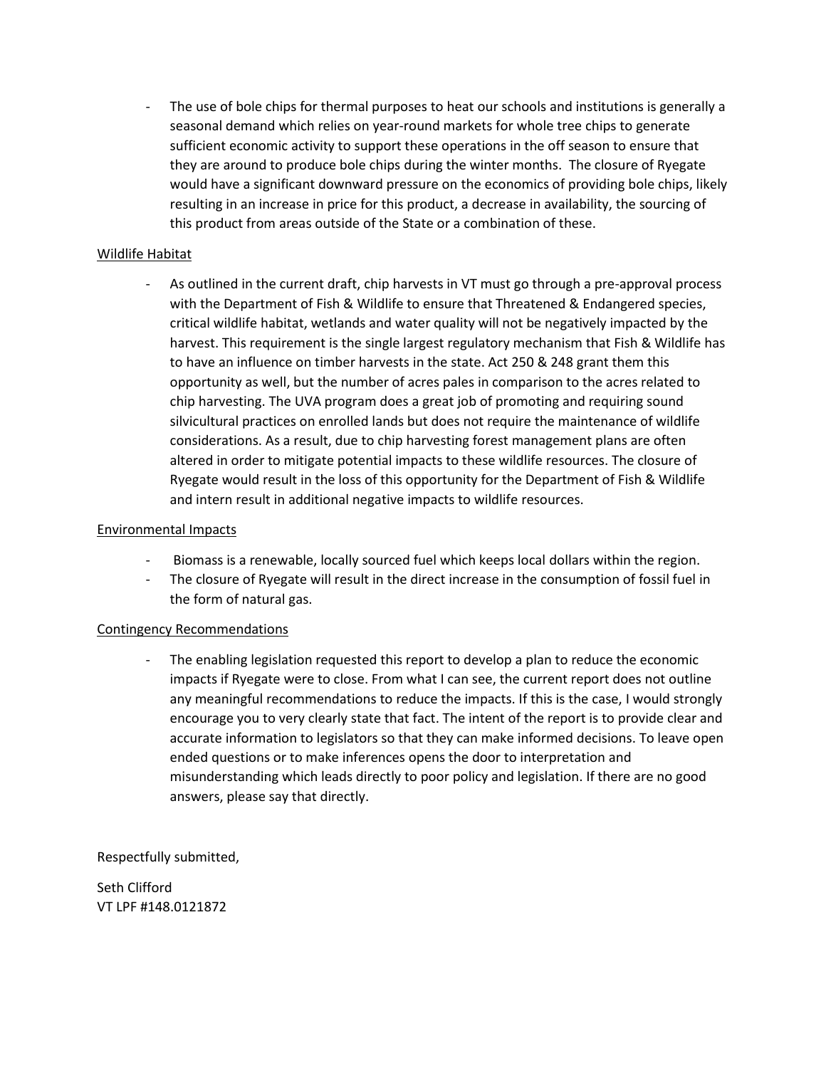- The use of bole chips for thermal purposes to heat our schools and institutions is generally a seasonal demand which relies on year-round markets for whole tree chips to generate sufficient economic activity to support these operations in the off season to ensure that they are around to produce bole chips during the winter months. The closure of Ryegate would have a significant downward pressure on the economics of providing bole chips, likely resulting in an increase in price for this product, a decrease in availability, the sourcing of this product from areas outside of the State or a combination of these.

<u>Wildlife Habitat</u>

- As outlined in the current draft, chip harvests in VT must go through a pre-approval process with the Department of Fish & Wildlife to ensure that Threatened & Endangered species, critical wildlife habitat, wetlands and water quality will not be negatively impacted by the harvest. This requirement is the single largest regulatory mechanism that Fish & Wildlife has to have an influence on timber harvests in the state. Act 250 & 248 grant them this opportunity as well, but the number of acres pales in comparison to the acres related to chip harvesting. The UVA program does a great job of promoting and requiring sound silvicultural practices on enrolled lands but does not require the maintenance of wildlife considerations. As a result, due to chip harvesting forest management plans are often altered in order to mitigate potential impacts to these wildlife resources. The closure of Ryegate would result in the loss of this opportunity for the Department of Fish & Wildlife and intern result in additional negative impacts to wildlife resources.

<u>Environmental Impacts</u>

- Biomass is a renewable, locally sourced fuel which keeps local dollars within the region.
- The closure of Ryegate will result in the direct increase in the consumption of fossil fuel in the form of natural gas.

<u>Contingency Recommendations</u>

- The enabling legislation requested this report to develop a plan to reduce the economic impacts if Ryegate were to close. From what I can see, the current report does not outline any meaningful recommendations to reduce the impacts. If this is the case, I would strongly encourage you to very clearly state that fact. The intent of the report is to provide clear and accurate information to legislators so that they can make informed decisions. To leave open ended questions or to make inferences opens the door to interpretation and misunderstanding which leads directly to poor policy and legislation. If there are no good answers, please say that directly.

Respectfully submitted,

Seth Clifford
VT LPF #148.0121872